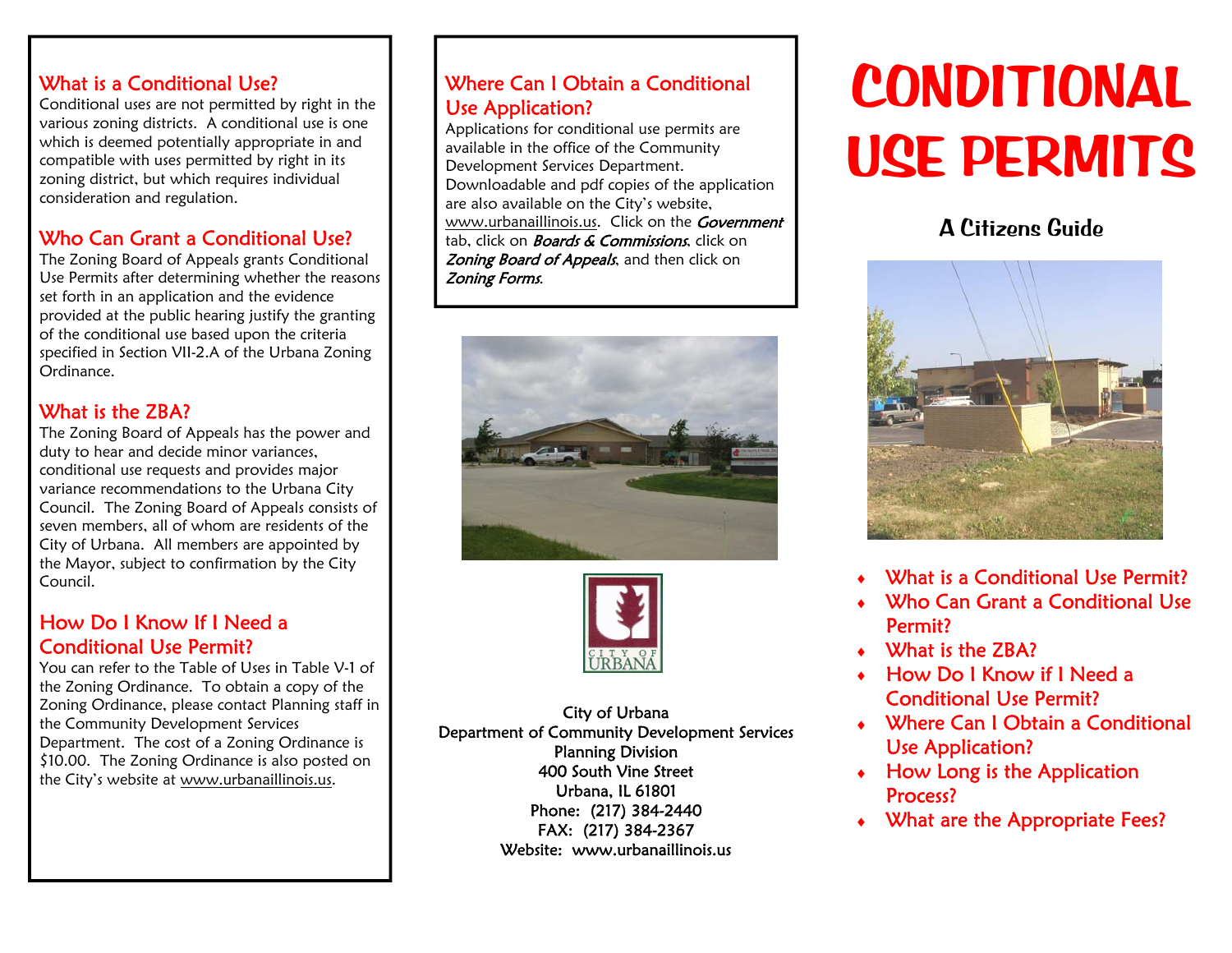## What is a Conditional Use?

Conditional uses are not permitted by right in the various zoning districts. A conditional use is one which is deemed potentially appropriate in and compatible with uses permitted by right in its zoning district, but which requires individual consideration and regulation.

## Who Can Grant a Conditional Use?

The Zoning Board of Appeals grants Conditional Use Permits after determining whether the reasons set forth in an application and the evidence provided at the public hearing justify the granting of the conditional use based upon the criteria specified in Section VII-2.A of the Urbana Zoning Ordinance.

## What is the ZBA?

The Zoning Board of Appeals has the power and duty to hear and decide minor variances, conditional use requests and provides major variance recommendations to the Urbana City Council. The Zoning Board of Appeals consists of seven members, all of whom are residents of the City of Urbana. All members are appointed by the Mayor, subject to confirmation by the City Council.

## How Do I Know If I Need a Conditional Use Permit?

You can refer to the Table of Uses in Table V-1 of the Zoning Ordinance. To obtain a copy of the Zoning Ordinance, please contact Planning staff in the Community Development Services Department. The cost of a Zoning Ordinance is $10.00. The Zoning Ordinance is also posted on the City's website at www.urbanaillinois.us.

## Where Can I Obtain a Conditional Use Application?

Applications for conditional use permits are available in the office of the Community Development Services Department. Downloadable and pdf copies of the application are also available on the City's website, www.urbanaillinois.us. Click on the ***Government*** tab, click on ***Boards & Commissions***, click on ***Zoning Board of Appeals***, and then click on ***Zoning Forms***.

CITY OF URBANA

City of Urbana
Department of Community Development Services
Planning Division
400 South Vine Street
Urbana, IL 61801
Phone: (217) 384-2440
FAX: (217) 384-2367
Website: www.urbanaillinois.us

# CONDITIONAL USE PERMITS

### A Citizens Guide

- What is a Conditional Use Permit?
- Who Can Grant a Conditional Use Permit?
- What is the ZBA?
- How Do I Know if I Need a Conditional Use Permit?
- Where Can I Obtain a Conditional Use Application?
- How Long is the Application Process?
- What are the Appropriate Fees?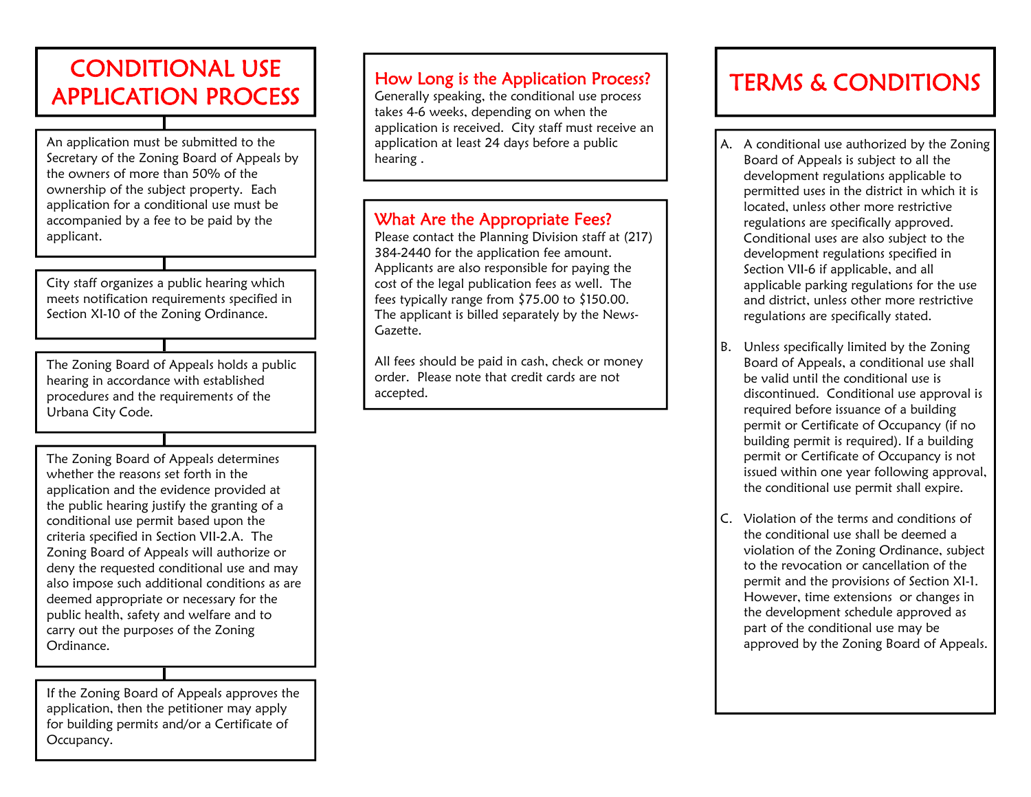# CONDITIONAL USE APPLICATION PROCESS

An application must be submitted to the Secretary of the Zoning Board of Appeals by the owners of more than 50% of the ownership of the subject property. Each application for a conditional use must be accompanied by a fee to be paid by the applicant.

City staff organizes a public hearing which meets notification requirements specified in Section XI-10 of the Zoning Ordinance.

The Zoning Board of Appeals holds a public hearing in accordance with established procedures and the requirements of the Urbana City Code.

The Zoning Board of Appeals determines whether the reasons set forth in the application and the evidence provided at the public hearing justify the granting of a conditional use permit based upon the criteria specified in Section VII-2.A. The Zoning Board of Appeals will authorize or deny the requested conditional use and may also impose such additional conditions as are deemed appropriate or necessary for the public health, safety and welfare and to carry out the purposes of the Zoning Ordinance.

If the Zoning Board of Appeals approves the application, then the petitioner may apply for building permits and/or a Certificate of Occupancy.

## How Long is the Application Process?

Generally speaking, the conditional use process takes 4-6 weeks, depending on when the application is received. City staff must receive an application at least 24 days before a public hearing .

## What Are the Appropriate Fees?

Please contact the Planning Division staff at (217) 384-2440 for the application fee amount. Applicants are also responsible for paying the cost of the legal publication fees as well. The fees typically range from $75.00 to $150.00. The applicant is billed separately by the News-Gazette.

All fees should be paid in cash, check or money order. Please note that credit cards are not accepted.

# TERMS & CONDITIONS

A. A conditional use authorized by the Zoning Board of Appeals is subject to all the development regulations applicable to permitted uses in the district in which it is located, unless other more restrictive regulations are specifically approved. Conditional uses are also subject to the development regulations specified in Section VII-6 if applicable, and all applicable parking regulations for the use and district, unless other more restrictive regulations are specifically stated.

B. Unless specifically limited by the Zoning Board of Appeals, a conditional use shall be valid until the conditional use is discontinued. Conditional use approval is required before issuance of a building permit or Certificate of Occupancy (if no building permit is required). If a building permit or Certificate of Occupancy is not issued within one year following approval, the conditional use permit shall expire.

C. Violation of the terms and conditions of the conditional use shall be deemed a violation of the Zoning Ordinance, subject to the revocation or cancellation of the permit and the provisions of Section XI-1. However, time extensions or changes in the development schedule approved as part of the conditional use may be approved by the Zoning Board of Appeals.